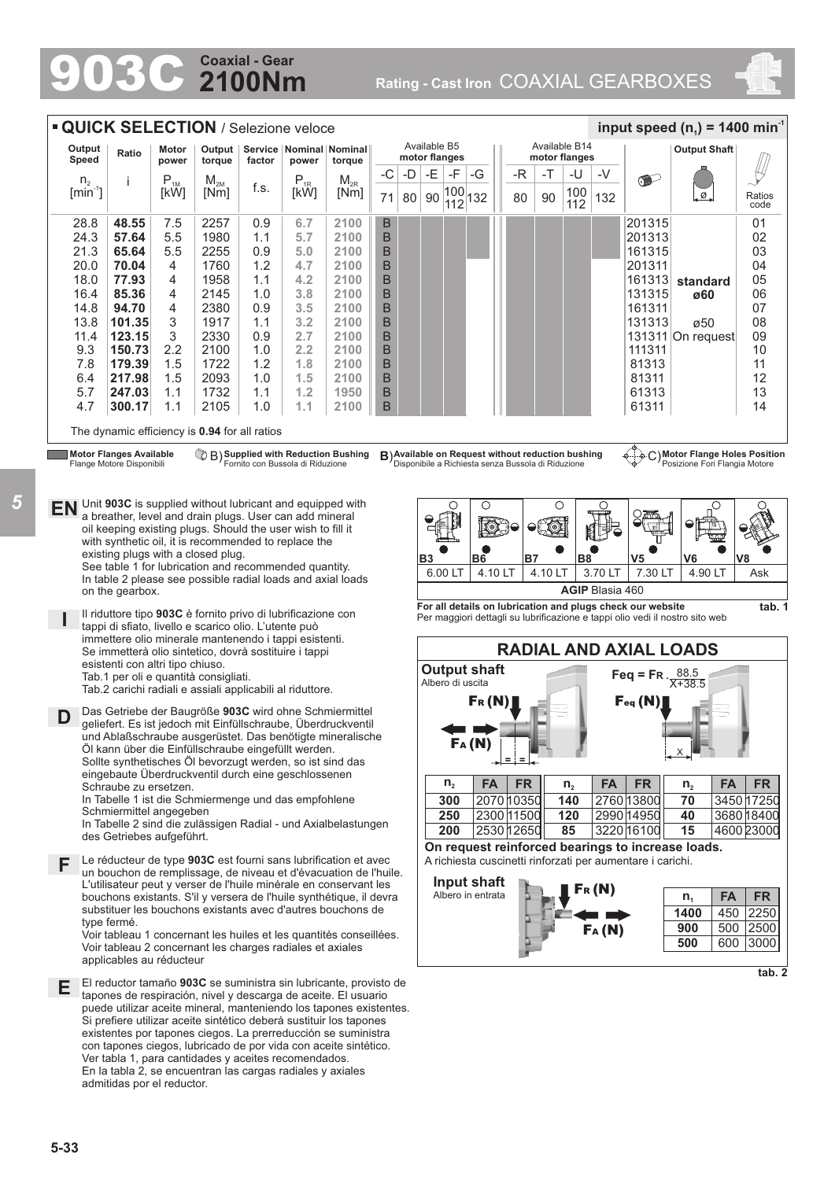# 903C Coaxial - Gear 2100Nm

Rating - Cast Iron COAXIAL GEARBOXES

## QUICK SELECTION / Selezione veloce

input speed ($n_1$) = 1400 min$^{-1}$

| Output Speed $n_2$ [min$^{-1}$] | Ratio i | Motor power $P_{1M}$ [kW] | Output torque $M_{2M}$ [Nm] | Service factor f.s. | Nominal power $P_{1R}$ [kW] | Nominal torque $M_{2R}$ [Nm] | B5 -C 71 | B5 -D 80 | B5 -E 90 | B5 -F 100/112 | B5 -G 132 | B14 -R 80 | B14 -T 90 | B14 -U 100/112 | B14 -V 132 | Output Shaft | | Ratios code |
|---|---|---|---|---|---|---|---|---|---|---|---|---|---|---|---|---|---|---|
| 28.8 | **48.55** | 7.5 | 2257 | 0.9 | 6.7 | 2100 | B | | | | | | | | | 201315 | | 01 |
| 24.3 | **57.64** | 5.5 | 1980 | 1.1 | 5.7 | 2100 | B | | | | | | | | | 201313 | | 02 |
| 21.3 | **65.64** | 5.5 | 2255 | 0.9 | 5.0 | 2100 | B | | | | | | | | | 161315 | | 03 |
| 20.0 | **70.04** | 4 | 1760 | 1.2 | 4.7 | 2100 | B | | | | | | | | | 201311 | | 04 |
| 18.0 | **77.93** | 4 | 1958 | 1.1 | 4.2 | 2100 | B | | | | | | | | | 161313 | standard | 05 |
| 16.4 | **85.36** | 4 | 2145 | 1.0 | 3.8 | 2100 | B | | | | | | | | | 131315 | ø60 | 06 |
| 14.8 | **94.70** | 4 | 2380 | 0.9 | 3.5 | 2100 | B | | | | | | | | | 161311 | | 07 |
| 13.8 | **101.35** | 3 | 1917 | 1.1 | 3.2 | 2100 | B | | | | | | | | | 131313 | ø50 | 08 |
| 11.4 | **123.15** | 3 | 2330 | 0.9 | 2.7 | 2100 | B | | | | | | | | | 131311 | On request | 09 |
| 9.3 | **150.73** | 2.2 | 2100 | 1.0 | 2.2 | 2100 | B | | | | | | | | | 111311 | | 10 |
| 7.8 | **179.39** | 1.5 | 1722 | 1.2 | 1.8 | 2100 | B | | | | | | | | | 81313 | | 11 |
| 6.4 | **217.98** | 1.5 | 2093 | 1.0 | 1.5 | 2100 | B | | | | | | | | | 81311 | | 12 |
| 5.7 | **247.03** | 1.1 | 1732 | 1.1 | 1.2 | 1950 | B | | | | | | | | | 61313 | | 13 |
| 4.7 | **300.17** | 1.1 | 2105 | 1.0 | 1.1 | 2100 | B | | | | | | | | | 61311 | | 14 |

The dynamic efficiency is **0.94** for all ratios

**Motor Flanges Available** / Flange Motore Disponibili — B) **Supplied with Reduction Bushing** / Fornito con Bussola di Riduzione — B) **Available on Request without reduction bushing** / Disponibile a Richiesta senza Bussola di Riduzione — C) **Motor Flange Holes Position** / Posizione Fori Flangia Motore

**EN** Unit **903C** is supplied without lubricant and equipped with a breather, level and drain plugs. User can add mineral oil keeping existing plugs. Should the user wish to fill it with synthetic oil, it is recommended to replace the existing plugs with a closed plug.
See table 1 for lubrication and recommended quantity.
In table 2 please see possible radial loads and axial loads on the gearbox.

**I** Il riduttore tipo **903C** è fornito privo di lubrificazione con tappi di sfiato, livello e scarico olio. L'utente può immettere olio minerale mantenendo i tappi esistenti. Se immetterà olio sintetico, dovrà sostituire i tappi esistenti con altri tipo chiuso.
Tab.1 per oli e quantità consigliati.
Tab.2 carichi radiali e assiali applicabili al riduttore.

**D** Das Getriebe der Baugröße **903C** wird ohne Schmiermittel geliefert. Es ist jedoch mit Einfüllschraube, Überdruckventil und Ablaßschraube ausgerüstet. Das benötigte mineralische Öl kann über die Einfüllschraube eingefüllt werden. Sollte synthetisches Öl bevorzugt werden, so ist sind das eingebaute Überdruckventil durch eine geschlossenen Schraube zu ersetzen.
In Tabelle 1 ist die Schmiermenge und das empfohlene Schmiermittel angegeben
In Tabelle 2 sind die zulässigen Radial - und Axialbelastungen des Getriebes aufgeführt.

**F** Le réducteur de type **903C** est fourni sans lubrification et avec un bouchon de remplissage, de niveau et d'évacuation de l'huile. L'utilisateur peut y verser de l'huile minérale en conservant les bouchons existants. S'il y versera de l'huile synthétique, il devra substituer les bouchons existants avec d'autres bouchons de type fermé.
Voir tableau 1 concernant les huiles et les quantités conseillées.
Voir tableau 2 concernant les charges radiales et axiales applicables au réducteur

**E** El reductor tamaño **903C** se suministra sin lubricante, provisto de tapones de respiración, nivel y descarga de aceite. El usuario puede utilizar aceite mineral, manteniendo los tapones existentes. Si prefiere utilizar aceite sintético deberá sustituir los tapones existentes por tapones ciegos. La prerreducción se suministra con tapones ciegos, lubricado de por vida con aceite sintético.
Ver tabla 1, para cantidades y aceites recomendados.
En la tabla 2, se encuentran las cargas radiales y axiales admitidas por el reductor.

| B3 | B6 | B7 | B8 | V5 | V6 | V8 |
|---|---|---|---|---|---|---|
| 6.00 LT | 4.10 LT | 4.10 LT | 3.70 LT | 7.30 LT | 4.90 LT | Ask |
| **AGIP** Blasia 460 | | | | | | |

**For all details on lubrication and plugs check our website**
Per maggiori dettagli su lubrificazione e tappi olio vedi il nostro sito web

**tab. 1**

## RADIAL AND AXIAL LOADS

**Output shaft**
Albero di uscita

$$F_{eq} = F_R \cdot \frac{88.5}{X+38.5}$$

$F_R$ (N), $F_A$ (N), $F_{eq}$ (N)

| $n_2$ | FA | FR | $n_2$ | FA | FR | $n_2$ | FA | FR |
|---|---|---|---|---|---|---|---|---|
| **300** | 2070 | 10350 | **140** | 2760 | 13800 | **70** | 3450 | 17250 |
| **250** | 2300 | 11500 | **120** | 2990 | 14950 | **40** | 3680 | 18400 |
| **200** | 2530 | 12650 | **85** | 3220 | 16100 | **15** | 4600 | 23000 |

**On request reinforced bearings to increase loads.**
A richiesta cuscinetti rinforzati per aumentare i carichi.

**Input shaft**
Albero in entrata

$F_R$ (N), $F_A$ (N)

| $n_1$ | FA | FR |
|---|---|---|
| **1400** | 450 | 2250 |
| **900** | 500 | 2500 |
| **500** | 600 | 3000 |

**tab. 2**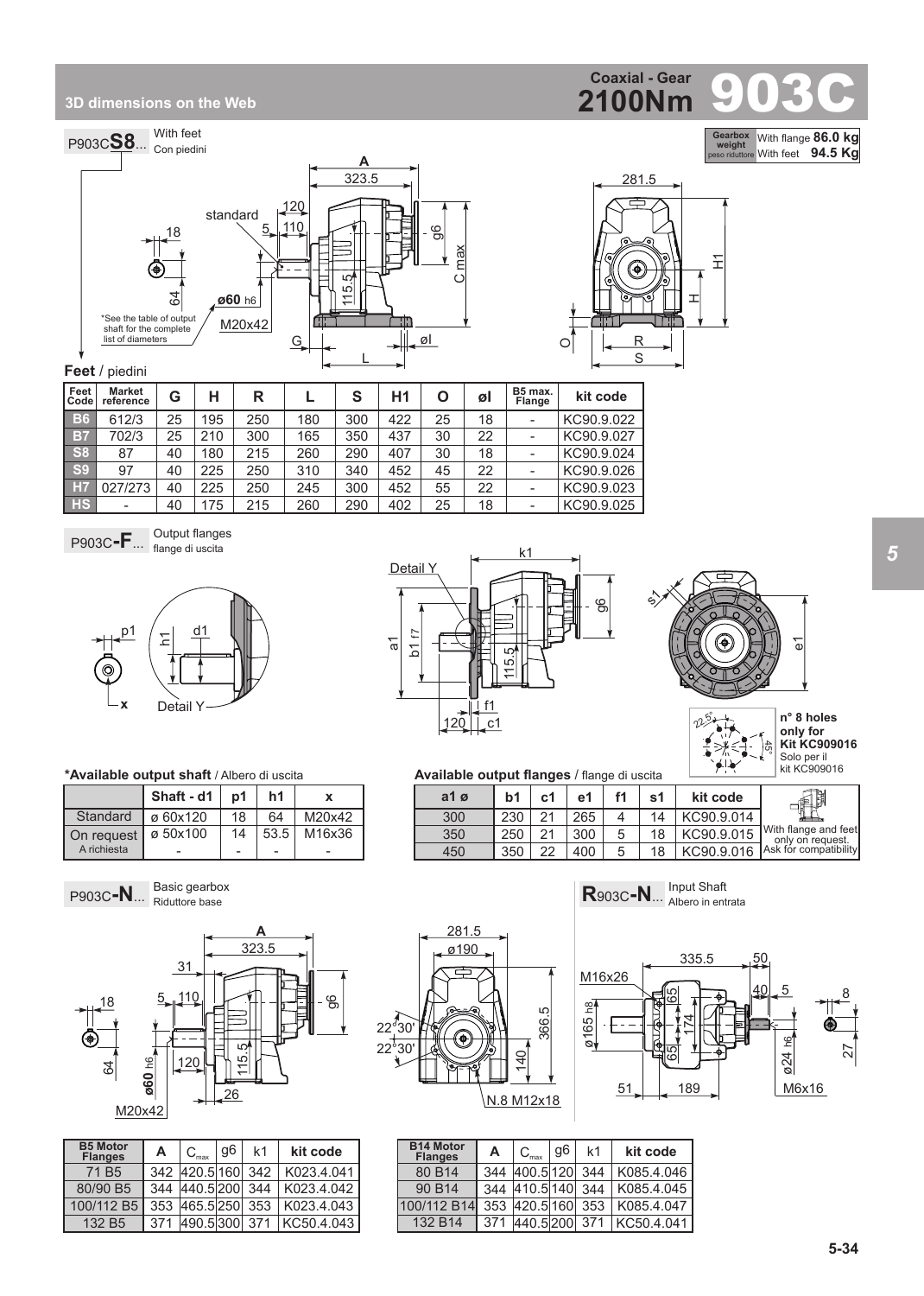3D dimensions on the Web

# Coaxial - Gear 2100Nm 903C

P903C**S8**... With feet / Con piedini

| Gearbox weight / peso riduttore | |
|---|---|
| With flange | **86.0 kg** |
| With feet | **94.5 Kg** |

A 323.5

standard 120 5 110 18 64 ø60 h6 M20x42 g6 C max 115.5 G L øI 281.5 H1 H O R S

*See the table of output shaft for the complete list of diameters

**Feet** / piedini

| Feet Code | Market reference | G | H | R | L | S | H1 | O | øI | B5 max. Flange | kit code |
|---|---|---|---|---|---|---|---|---|---|---|---|
| B6 | 612/3 | 25 | 195 | 250 | 180 | 300 | 422 | 25 | 18 | - | KC90.9.022 |
| B7 | 702/3 | 25 | 210 | 300 | 165 | 350 | 437 | 30 | 22 | - | KC90.9.027 |
| S8 | 87 | 40 | 180 | 215 | 260 | 290 | 407 | 30 | 18 | - | KC90.9.024 |
| S9 | 97 | 40 | 225 | 250 | 310 | 340 | 452 | 45 | 22 | - | KC90.9.026 |
| H7 | 027/273 | 40 | 225 | 250 | 245 | 300 | 452 | 55 | 22 | - | KC90.9.023 |
| HS | - | 40 | 175 | 215 | 260 | 290 | 402 | 25 | 18 | - | KC90.9.025 |

P903C**-F**... Output flanges / flange di uscita

p1 x h1 d1 Detail Y k1 a1 b1 f7 115.5 g6 120 f1 c1 s1 e1

22.5° 45° **n° 8 holes only for Kit KC909016** Solo per il kit KC909016

***Available output shaft** / Albero di uscita

| | Shaft - d1 | p1 | h1 | x |
|---|---|---|---|---|
| Standard | ø 60x120 | 18 | 64 | M20x42 |
| On request / A richiesta | ø 50x100 | 14 | 53.5 | M16x36 |
| | - | - | - | - |

**Available output flanges** / flange di uscita

| a1 ø | b1 | c1 | e1 | f1 | s1 | kit code |
|---|---|---|---|---|---|---|
| 300 | 230 | 21 | 265 | 4 | 14 | KC90.9.014 |
| 350 | 250 | 21 | 300 | 5 | 18 | KC90.9.015 |
| 450 | 350 | 22 | 400 | 5 | 18 | KC90.9.016 |

With flange and feet only on request. Ask for compatibility

P903C**-N**... Basic gearbox / Riduttore base

A 323.5 31 5 110 18 64 ø60 h6 M20x42 120 115.5 26 g6

281.5 ø190 22°30' 22°30' 366.5 140 N.8 M12x18

**R**903C**-N**... Input Shaft / Albero in entrata

335.5 50 40 5 8 M16x26 ø165 h8 65 174 65 ø24 h6 27 51 189 M6x16

| B5 Motor Flanges | A | $C_{max}$ | g6 | k1 | kit code |
|---|---|---|---|---|---|
| 71 B5 | 342 | 420.5 | 160 | 342 | K023.4.041 |
| 80/90 B5 | 344 | 440.5 | 200 | 344 | K023.4.042 |
| 100/112 B5 | 353 | 465.5 | 250 | 353 | K023.4.043 |
| 132 B5 | 371 | 490.5 | 300 | 371 | KC50.4.043 |

| B14 Motor Flanges | A | $C_{max}$ | g6 | k1 | kit code |
|---|---|---|---|---|---|
| 80 B14 | 344 | 400.5 | 120 | 344 | K085.4.046 |
| 90 B14 | 344 | 410.5 | 140 | 344 | K085.4.045 |
| 100/112 B14 | 353 | 420.5 | 160 | 353 | K085.4.047 |
| 132 B14 | 371 | 440.5 | 200 | 371 | KC50.4.041 |